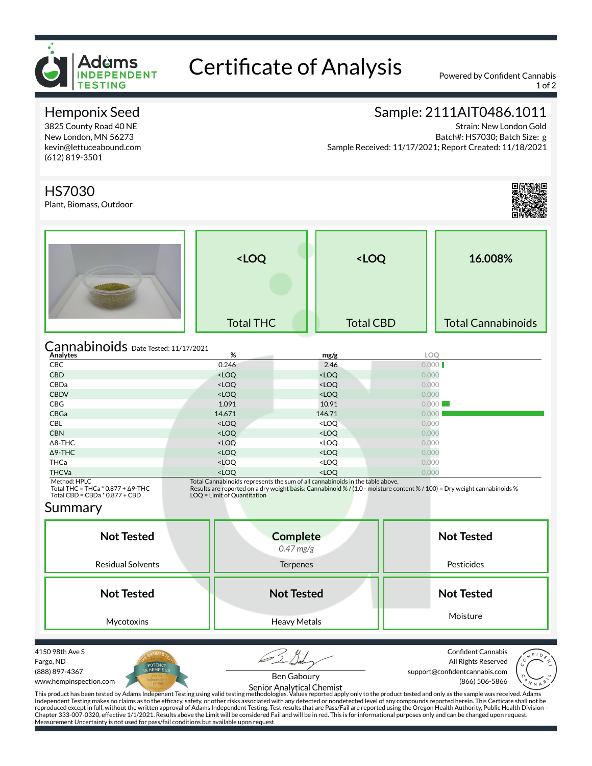# Certificate of Analysis

Powered by Confident Cannabis

## Hemponix Seed

3825 County Road 40 NE
New London, MN 56273
kevin@lettuceabound.com
(612) 819-3501

## Sample: 2111AIT0486.1011

Strain: New London Gold
Batch#: HS7030; Batch Size: g
Sample Received: 11/17/2021; Report Created: 11/18/2021

## HS7030

Plant, Biomass, Outdoor

| <LOQ | <LOQ | 16.008% |
|---|---|---|
| Total THC | Total CBD | Total Cannabinoids |

## Cannabinoids

Date Tested: 11/17/2021

| Analytes | % | mg/g | LOQ |
|---|---|---|---|
| CBC | 0.246 | 2.46 | 0.000 |
| CBD | <LOQ | <LOQ | 0.000 |
| CBDa | <LOQ | <LOQ | 0.000 |
| CBDV | <LOQ | <LOQ | 0.000 |
| CBG | 1.091 | 10.91 | 0.000 |
| CBGa | 14.671 | 146.71 | 0.000 |
| CBL | <LOQ | <LOQ | 0.000 |
| CBN | <LOQ | <LOQ | 0.000 |
| Δ8-THC | <LOQ | <LOQ | 0.000 |
| Δ9-THC | <LOQ | <LOQ | 0.000 |
| THCa | <LOQ | <LOQ | 0.000 |
| THCVa | <LOQ | <LOQ | 0.000 |

Method: HPLC
Total THC = THCa * 0.877 + Δ9-THC
Total CBD = CBDa * 0.877 + CBD

Total Cannabinoids represents the sum of all cannabinoids in the table above.
Results are reported on a dry weight basis: Cannabinoid % / (1.0 - moisture content % / 100) = Dry weight cannabinoids %
LOQ = Limit of Quantitation

## Summary

| Not Tested | Complete *0.47 mg/g* | Not Tested |
|---|---|---|
| Residual Solvents | Terpenes | Pesticides |
| **Not Tested** | **Not Tested** | **Not Tested** |
| Mycotoxins | Heavy Metals | Moisture |

4150 98th Ave S
Fargo, ND
(888) 897-4367
www.hempinspection.com

Ben Gaboury
Senior Analytical Chemist

Confident Cannabis
All Rights Reserved
support@confidentcannabis.com
(866) 506-5866

This product has been tested by Adams Indepenent Testing using valid testing methodologies. Values reported apply only to the product tested and only as the sample was received. Adams Independent Testing makes no claims as to the efficacy, safety, or other risks associated with any detected or nondetected level of any compounds reported herein. This Certificate shall not be reproduced except in full, without the written approval of Adams Independent Testing. Test results that are Pass/Fail are reported using the Oregon Health Authority, Public Health Division – Chapter 333-007-0320, effective 1/1/2021. Results above the Limit will be considered Fail and will be in red. This is for informational purposes only and can be changed upon request. Measurement Uncertainty is not used for pass/fail conditions but available upon request.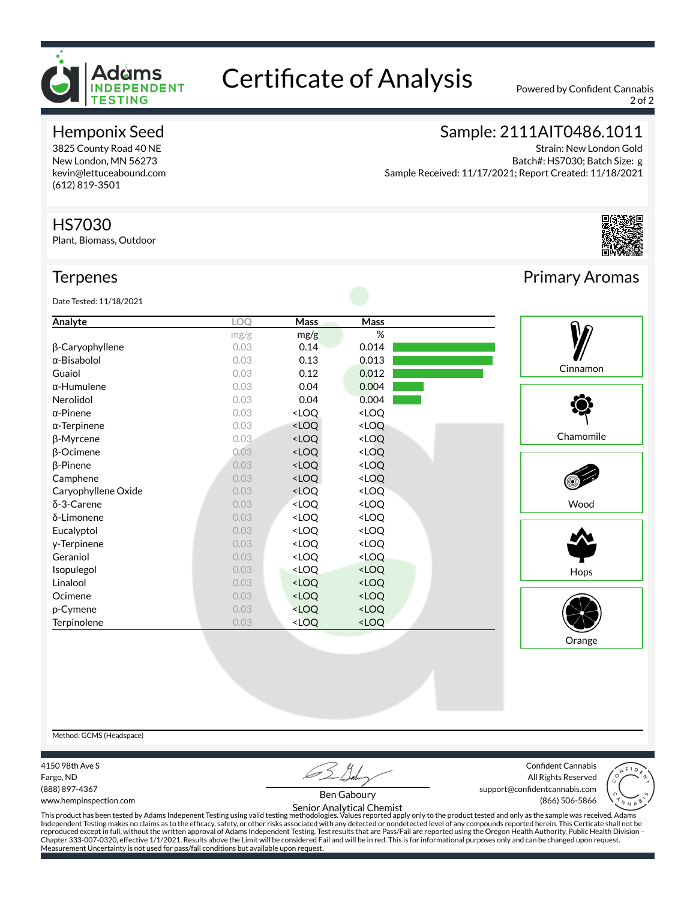# Certificate of Analysis

Powered by Confident Cannabis

## Hemponix Seed

3825 County Road 40 NE
New London, MN 56273
kevin@lettuceabound.com
(612) 819-3501

## Sample: 2111AIT0486.1011

Strain: New London Gold
Batch#: HS7030; Batch Size: g
Sample Received: 11/17/2021; Report Created: 11/18/2021

## HS7030

Plant, Biomass, Outdoor

## Terpenes

Date Tested: 11/18/2021

| Analyte | LOQ | Mass | Mass |
|---|---|---|---|
| | mg/g | mg/g | % |
| β-Caryophyllene | 0.03 | 0.14 | 0.014 |
| α-Bisabolol | 0.03 | 0.13 | 0.013 |
| Guaiol | 0.03 | 0.12 | 0.012 |
| α-Humulene | 0.03 | 0.04 | 0.004 |
| Nerolidol | 0.03 | 0.04 | 0.004 |
| α-Pinene | 0.03 | <LOQ | <LOQ |
| α-Terpinene | 0.03 | <LOQ | <LOQ |
| β-Myrcene | 0.03 | <LOQ | <LOQ |
| β-Ocimene | 0.03 | <LOQ | <LOQ |
| β-Pinene | 0.03 | <LOQ | <LOQ |
| Camphene | 0.03 | <LOQ | <LOQ |
| Caryophyllene Oxide | 0.03 | <LOQ | <LOQ |
| δ-3-Carene | 0.03 | <LOQ | <LOQ |
| δ-Limonene | 0.03 | <LOQ | <LOQ |
| Eucalyptol | 0.03 | <LOQ | <LOQ |
| γ-Terpinene | 0.03 | <LOQ | <LOQ |
| Geraniol | 0.03 | <LOQ | <LOQ |
| Isopulegol | 0.03 | <LOQ | <LOQ |
| Linalool | 0.03 | <LOQ | <LOQ |
| Ocimene | 0.03 | <LOQ | <LOQ |
| p-Cymene | 0.03 | <LOQ | <LOQ |
| Terpinolene | 0.03 | <LOQ | <LOQ |

## Primary Aromas

Cinnamon
Chamomile
Wood
Hops
Orange

Method: GCMS (Headspace)

4150 98th Ave S
Fargo, ND
(888) 897-4367
www.hempinspection.com

Ben Gaboury
Senior Analytical Chemist

Confident Cannabis
All Rights Reserved
support@confidentcannabis.com
(866) 506-5866

This product has been tested by Adams Indepenent Testing using valid testing methodologies. Values reported apply only to the product tested and only as the sample was received. Adams Independent Testing makes no claims as to the efficacy, safety, or other risks associated with any detected or nondetected level of any compounds reported herein. This Certicate shall not be reproduced except in full, without the written approval of Adams Independent Testing. Test results that are Pass/Fail are reported using the Oregon Health Authority, Public Health Division – Chapter 333-007-0320, effective 1/1/2021. Results above the Limit will be considered Fail and will be in red. This is for informational purposes only and can be changed upon request. Measurement Uncertainty is not used for pass/fail conditions but available upon request.